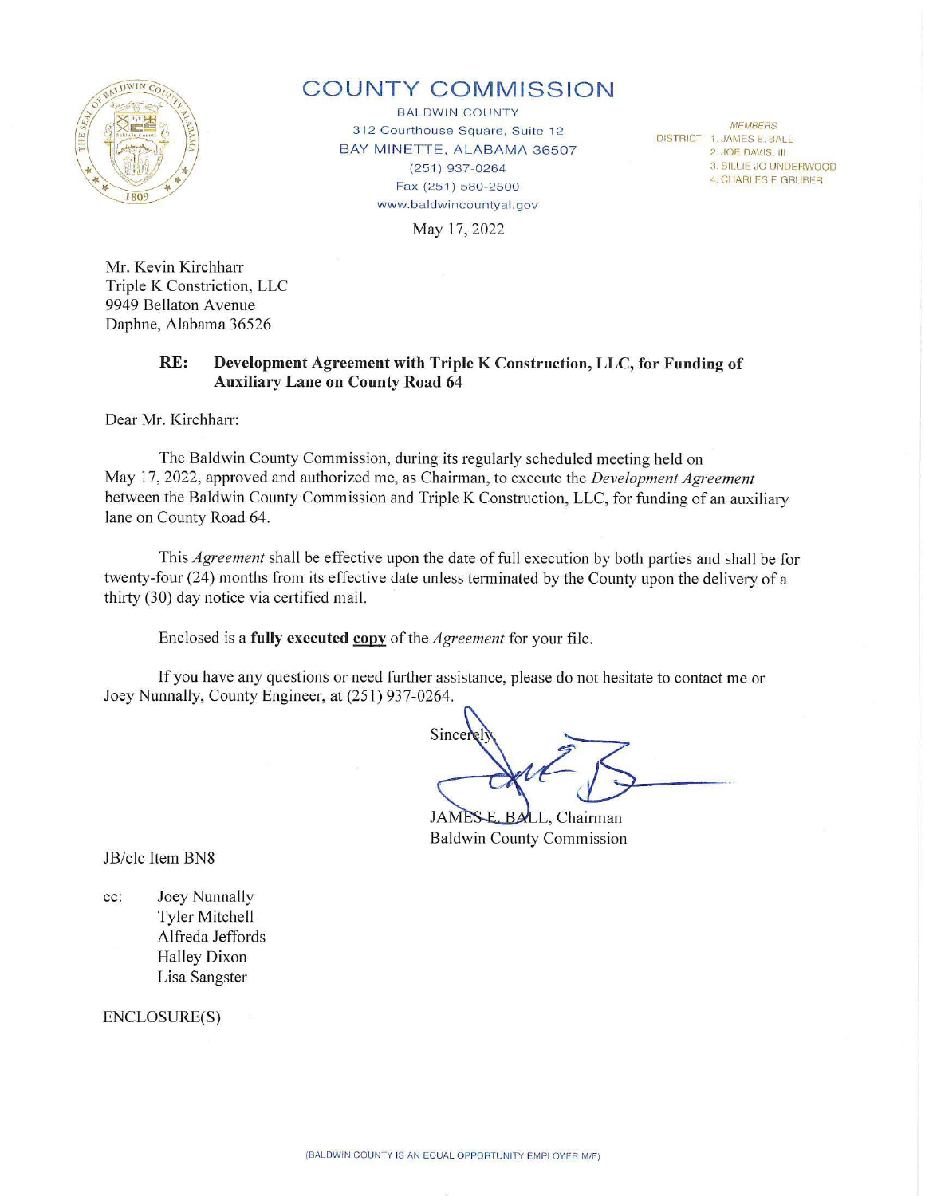# COUNTY COMMISSION

BALDWIN COUNTY
312 Courthouse Square, Suite 12
BAY MINETTE, ALABAMA 36507
(251) 937-0264
Fax (251) 580-2500
www.baldwincountyal.gov

*MEMBERS*
DISTRICT 1. JAMES E. BALL
2. JOE DAVIS, III
3. BILLIE JO UNDERWOOD
4. CHARLES F. GRUBER

May 17, 2022

Mr. Kevin Kirchharr
Triple K Constriction, LLC
9949 Bellaton Avenue
Daphne, Alabama 36526

**RE: Development Agreement with Triple K Construction, LLC, for Funding of Auxiliary Lane on County Road 64**

Dear Mr. Kirchharr:

The Baldwin County Commission, during its regularly scheduled meeting held on May 17, 2022, approved and authorized me, as Chairman, to execute the *Development Agreement* between the Baldwin County Commission and Triple K Construction, LLC, for funding of an auxiliary lane on County Road 64.

This *Agreement* shall be effective upon the date of full execution by both parties and shall be for twenty-four (24) months from its effective date unless terminated by the County upon the delivery of a thirty (30) day notice via certified mail.

Enclosed is a **fully executed copy** of the *Agreement* for your file.

If you have any questions or need further assistance, please do not hesitate to contact me or Joey Nunnally, County Engineer, at (251) 937-0264.

Sincerely,

JAMES E. BALL, Chairman
Baldwin County Commission

JB/clc Item BN8

cc: Joey Nunnally
Tyler Mitchell
Alfreda Jeffords
Halley Dixon
Lisa Sangster

ENCLOSURE(S)

(BALDWIN COUNTY IS AN EQUAL OPPORTUNITY EMPLOYER M/F)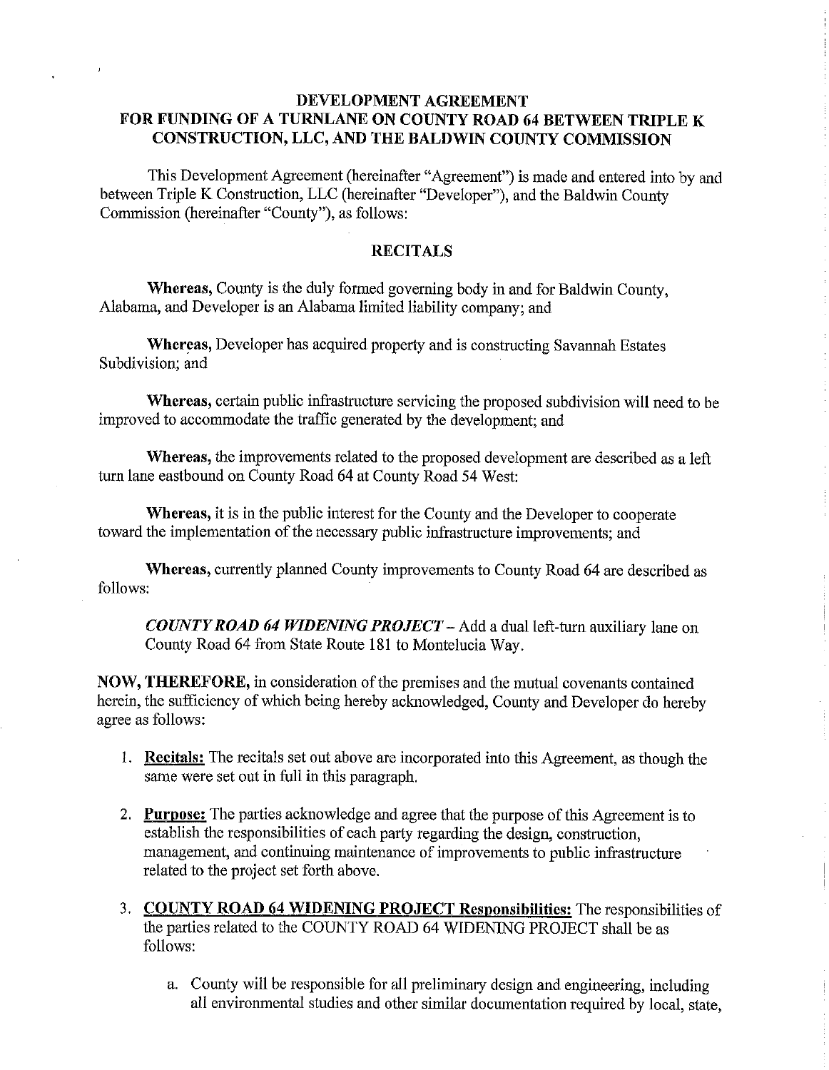# DEVELOPMENT AGREEMENT FOR FUNDING OF A TURNLANE ON COUNTY ROAD 64 BETWEEN TRIPLE K CONSTRUCTION, LLC, AND THE BALDWIN COUNTY COMMISSION

This Development Agreement (hereinafter "Agreement") is made and entered into by and between Triple K Construction, LLC (hereinafter "Developer"), and the Baldwin County Commission (hereinafter "County"), as follows:

## RECITALS

**Whereas,** County is the duly formed governing body in and for Baldwin County, Alabama, and Developer is an Alabama limited liability company; and

**Whereas,** Developer has acquired property and is constructing Savannah Estates Subdivision; and

**Whereas,** certain public infrastructure servicing the proposed subdivision will need to be improved to accommodate the traffic generated by the development; and

**Whereas,** the improvements related to the proposed development are described as a left turn lane eastbound on County Road 64 at County Road 54 West:

**Whereas,** it is in the public interest for the County and the Developer to cooperate toward the implementation of the necessary public infrastructure improvements; and

**Whereas,** currently planned County improvements to County Road 64 are described as follows:

> ***COUNTY ROAD 64 WIDENING PROJECT*** – Add a dual left-turn auxiliary lane on County Road 64 from State Route 181 to Montelucia Way.

**NOW, THEREFORE,** in consideration of the premises and the mutual covenants contained herein, the sufficiency of which being hereby acknowledged, County and Developer do hereby agree as follows:

1. **Recitals:** The recitals set out above are incorporated into this Agreement, as though the same were set out in full in this paragraph.

2. **Purpose:** The parties acknowledge and agree that the purpose of this Agreement is to establish the responsibilities of each party regarding the design, construction, management, and continuing maintenance of improvements to public infrastructure related to the project set forth above.

3. **COUNTY ROAD 64 WIDENING PROJECT Responsibilities:** The responsibilities of the parties related to the COUNTY ROAD 64 WIDENING PROJECT shall be as follows:

   a. County will be responsible for all preliminary design and engineering, including all environmental studies and other similar documentation required by local, state,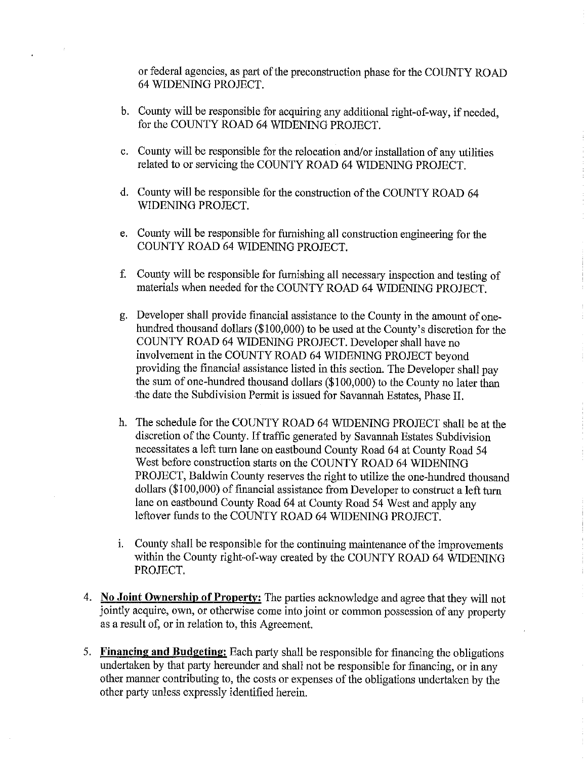or federal agencies, as part of the preconstruction phase for the COUNTY ROAD 64 WIDENING PROJECT.

b. County will be responsible for acquiring any additional right-of-way, if needed, for the COUNTY ROAD 64 WIDENING PROJECT.

c. County will be responsible for the relocation and/or installation of any utilities related to or servicing the COUNTY ROAD 64 WIDENING PROJECT.

d. County will be responsible for the construction of the COUNTY ROAD 64 WIDENING PROJECT.

e. County will be responsible for furnishing all construction engineering for the COUNTY ROAD 64 WIDENING PROJECT.

f. County will be responsible for furnishing all necessary inspection and testing of materials when needed for the COUNTY ROAD 64 WIDENING PROJECT.

g. Developer shall provide financial assistance to the County in the amount of one-hundred thousand dollars ($100,000) to be used at the County's discretion for the COUNTY ROAD 64 WIDENING PROJECT. Developer shall have no involvement in the COUNTY ROAD 64 WIDENING PROJECT beyond providing the financial assistance listed in this section. The Developer shall pay the sum of one-hundred thousand dollars ($100,000) to the County no later than the date the Subdivision Permit is issued for Savannah Estates, Phase II.

h. The schedule for the COUNTY ROAD 64 WIDENING PROJECT shall be at the discretion of the County. If traffic generated by Savannah Estates Subdivision necessitates a left turn lane on eastbound County Road 64 at County Road 54 West before construction starts on the COUNTY ROAD 64 WIDENING PROJECT, Baldwin County reserves the right to utilize the one-hundred thousand dollars ($100,000) of financial assistance from Developer to construct a left turn lane on eastbound County Road 64 at County Road 54 West and apply any leftover funds to the COUNTY ROAD 64 WIDENING PROJECT.

i. County shall be responsible for the continuing maintenance of the improvements within the County right-of-way created by the COUNTY ROAD 64 WIDENING PROJECT.

4. **No Joint Ownership of Property:** The parties acknowledge and agree that they will not jointly acquire, own, or otherwise come into joint or common possession of any property as a result of, or in relation to, this Agreement.

5. **Financing and Budgeting:** Each party shall be responsible for financing the obligations undertaken by that party hereunder and shall not be responsible for financing, or in any other manner contributing to, the costs or expenses of the obligations undertaken by the other party unless expressly identified herein.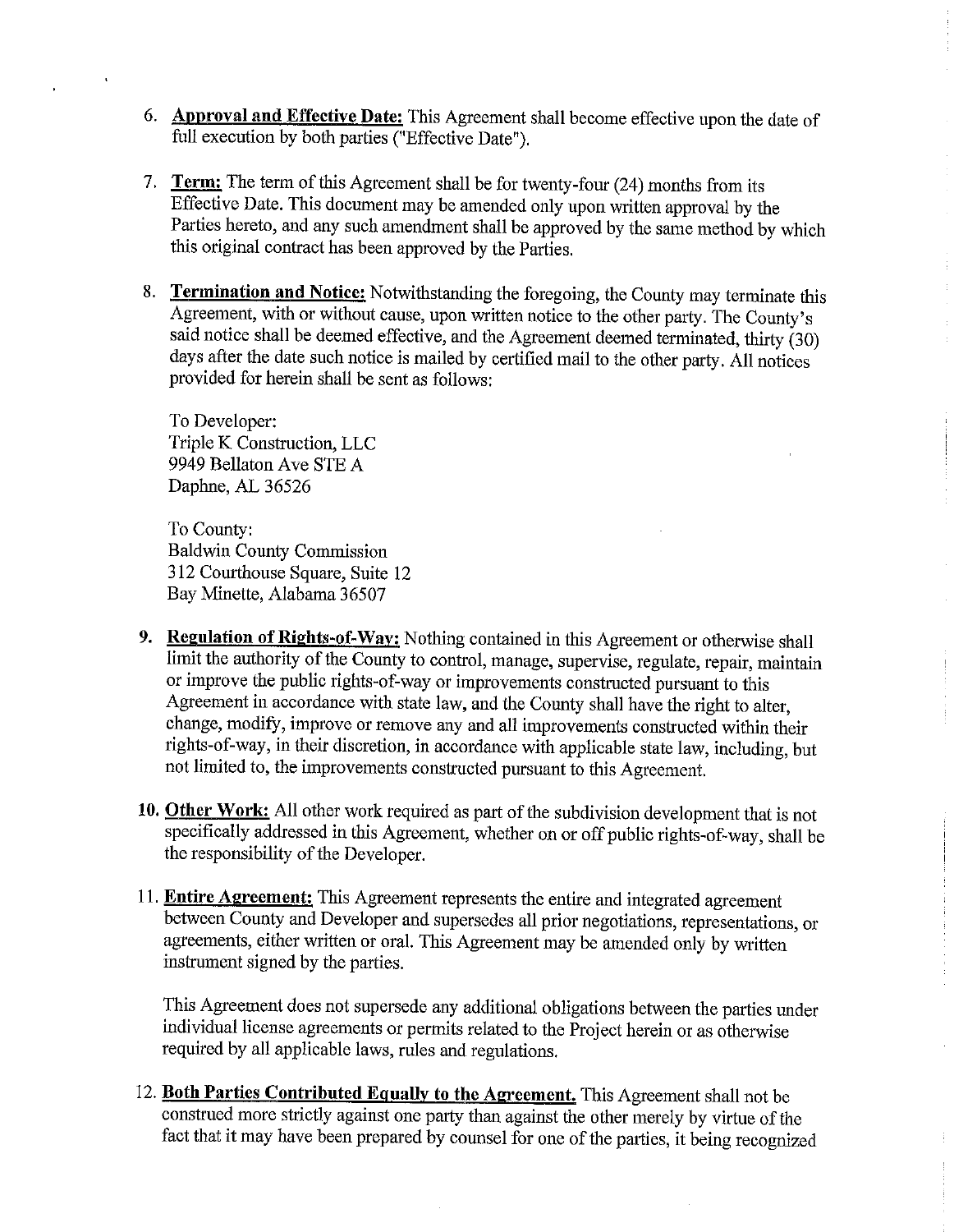6. **Approval and Effective Date:** This Agreement shall become effective upon the date of full execution by both parties ("Effective Date").

7. **Term:** The term of this Agreement shall be for twenty-four (24) months from its Effective Date. This document may be amended only upon written approval by the Parties hereto, and any such amendment shall be approved by the same method by which this original contract has been approved by the Parties.

8. **Termination and Notice:** Notwithstanding the foregoing, the County may terminate this Agreement, with or without cause, upon written notice to the other party. The County's said notice shall be deemed effective, and the Agreement deemed terminated, thirty (30) days after the date such notice is mailed by certified mail to the other party. All notices provided for herein shall be sent as follows:

   To Developer:
   Triple K Construction, LLC
   9949 Bellaton Ave STE A
   Daphne, AL 36526

   To County:
   Baldwin County Commission
   312 Courthouse Square, Suite 12
   Bay Minette, Alabama 36507

9. **Regulation of Rights-of-Way:** Nothing contained in this Agreement or otherwise shall limit the authority of the County to control, manage, supervise, regulate, repair, maintain or improve the public rights-of-way or improvements constructed pursuant to this Agreement in accordance with state law, and the County shall have the right to alter, change, modify, improve or remove any and all improvements constructed within their rights-of-way, in their discretion, in accordance with applicable state law, including, but not limited to, the improvements constructed pursuant to this Agreement.

10. **Other Work:** All other work required as part of the subdivision development that is not specifically addressed in this Agreement, whether on or off public rights-of-way, shall be the responsibility of the Developer.

11. **Entire Agreement:** This Agreement represents the entire and integrated agreement between County and Developer and supersedes all prior negotiations, representations, or agreements, either written or oral. This Agreement may be amended only by written instrument signed by the parties.

    This Agreement does not supersede any additional obligations between the parties under individual license agreements or permits related to the Project herein or as otherwise required by all applicable laws, rules and regulations.

12. **Both Parties Contributed Equally to the Agreement.** This Agreement shall not be construed more strictly against one party than against the other merely by virtue of the fact that it may have been prepared by counsel for one of the parties, it being recognized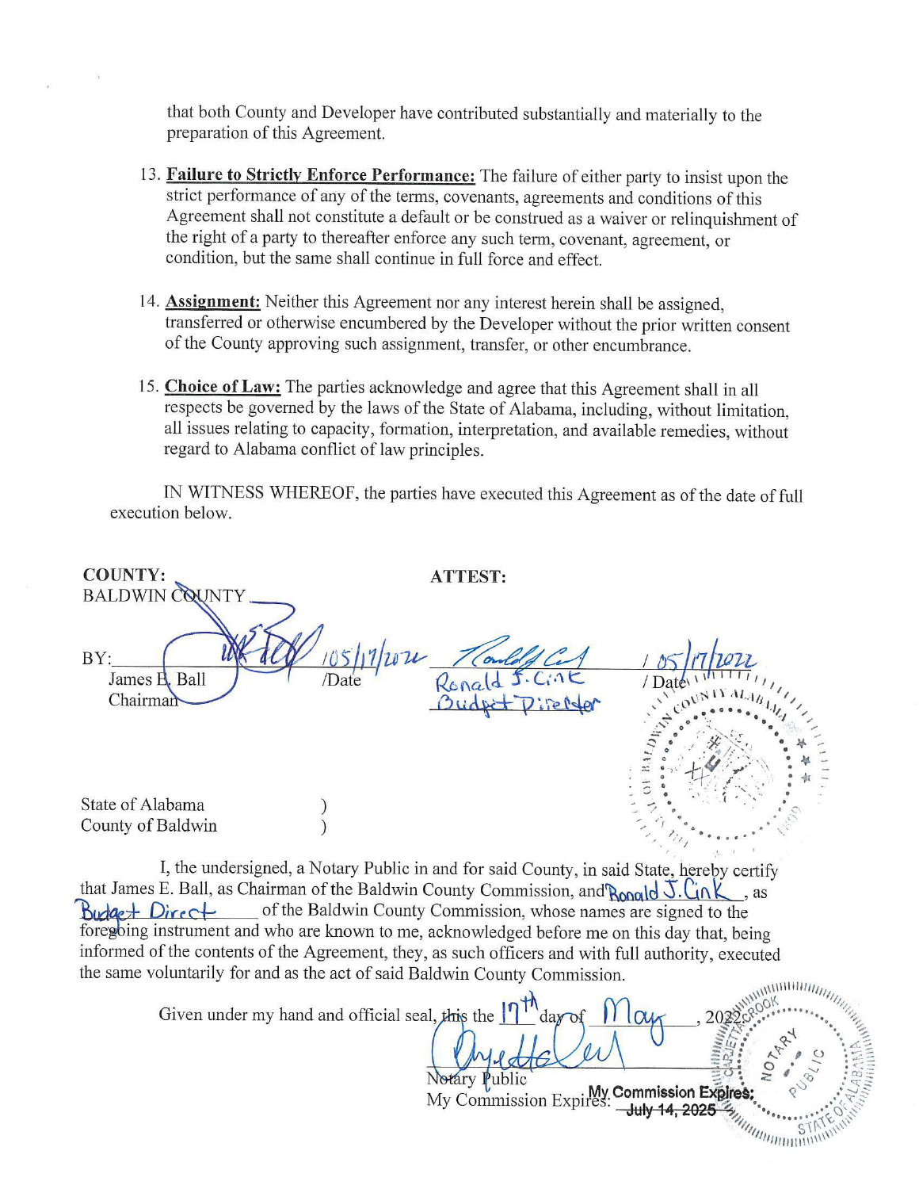that both County and Developer have contributed substantially and materially to the preparation of this Agreement.

13. **Failure to Strictly Enforce Performance:** The failure of either party to insist upon the strict performance of any of the terms, covenants, agreements and conditions of this Agreement shall not constitute a default or be construed as a waiver or relinquishment of the right of a party to thereafter enforce any such term, covenant, agreement, or condition, but the same shall continue in full force and effect.

14. **Assignment:** Neither this Agreement nor any interest herein shall be assigned, transferred or otherwise encumbered by the Developer without the prior written consent of the County approving such assignment, transfer, or other encumbrance.

15. **Choice of Law:** The parties acknowledge and agree that this Agreement shall in all respects be governed by the laws of the State of Alabama, including, without limitation, all issues relating to capacity, formation, interpretation, and available remedies, without regard to Alabama conflict of law principles.

IN WITNESS WHEREOF, the parties have executed this Agreement as of the date of full execution below.

**COUNTY:**
BALDWIN COUNTY

BY: [signature] / 05/17/2022
James E. Ball /Date
Chairman

**ATTEST:**

[signature] / 05/17/2022
Ronald J. Cink / Date
Budget Director

State of Alabama )
County of Baldwin )

I, the undersigned, a Notary Public in and for said County, in said State, hereby certify that James E. Ball, as Chairman of the Baldwin County Commission, and Ronald J. Cink, as Budget Direct of the Baldwin County Commission, whose names are signed to the foregoing instrument and who are known to me, acknowledged before me on this day that, being informed of the contents of the Agreement, they, as such officers and with full authority, executed the same voluntarily for and as the act of said Baldwin County Commission.

Given under my hand and official seal, this the 17th day of May, 2022.

[signature]
Notary Public
My Commission Expires: My Commission Expires: July 14, 2025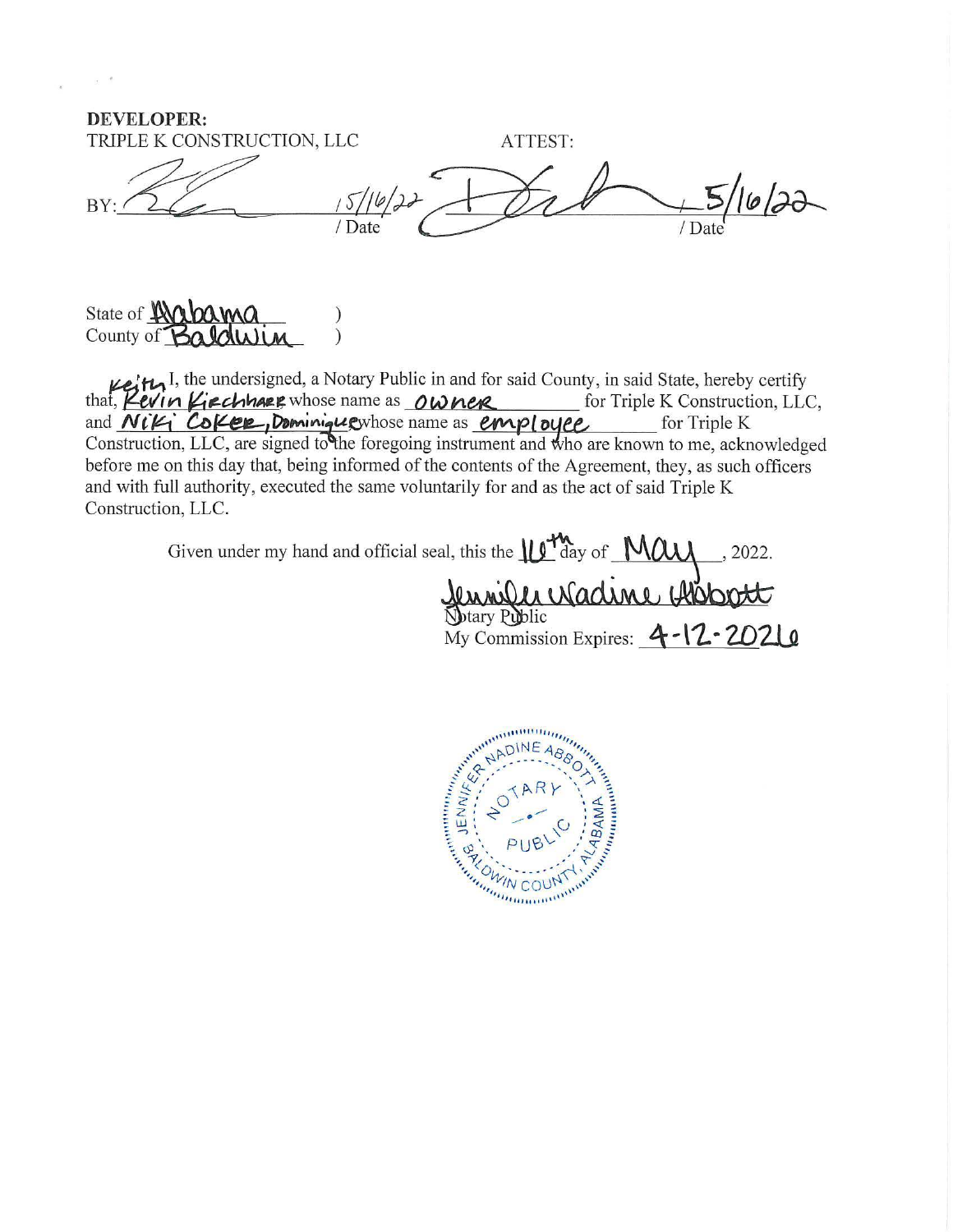**DEVELOPER:**
TRIPLE K CONSTRUCTION, LLC

BY: ____________________ / 5/16/22 / Date

ATTEST:

____________________ / 5/16/22 / Date

State of Alabama )
County of Baldwin )

I, the undersigned, a Notary Public in and for said County, in said State, hereby certify that, Keith Kevin Kirchharr whose name as owner for Triple K Construction, LLC, and Niki Coker, Dominique whose name as employee for Triple K Construction, LLC, are signed to the foregoing instrument and who are known to me, acknowledged before me on this day that, being informed of the contents of the Agreement, they, as such officers and with full authority, executed the same voluntarily for and as the act of said Triple K Construction, LLC.

Given under my hand and official seal, this the 16th day of May, 2022.

Jennifer Nadine Abbott
Notary Public
My Commission Expires: 4-12-2026

JENNIFER NADINE ABBOTT
NOTARY PUBLIC
BALDWIN COUNTY, ALABAMA